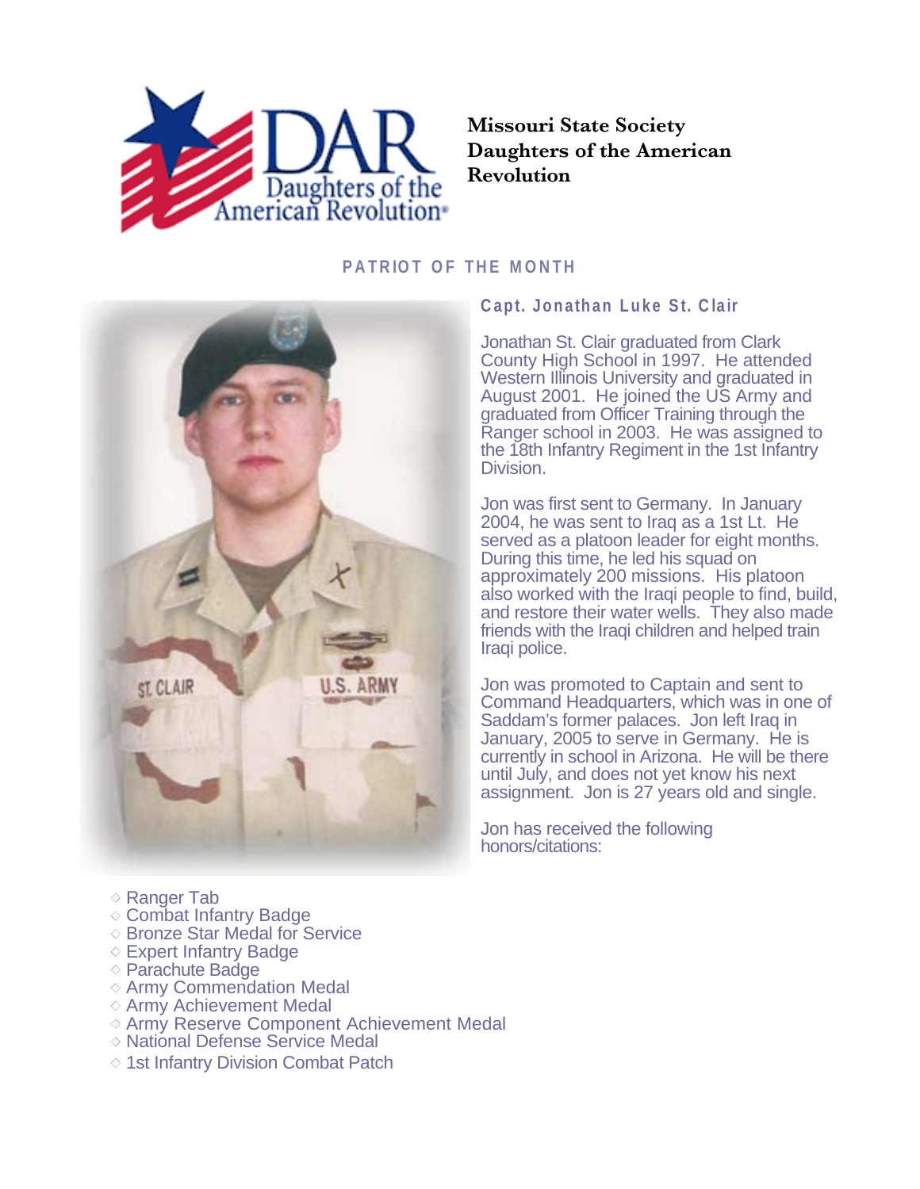Missouri State Society
Daughters of the American Revolution

## PATRIOT OF THE MONTH

### Capt. Jonathan Luke St. Clair

Jonathan St. Clair graduated from Clark County High School in 1997. He attended Western Illinois University and graduated in August 2001. He joined the US Army and graduated from Officer Training through the Ranger school in 2003. He was assigned to the 18th Infantry Regiment in the 1st Infantry Division.

Jon was first sent to Germany. In January 2004, he was sent to Iraq as a 1st Lt. He served as a platoon leader for eight months. During this time, he led his squad on approximately 200 missions. His platoon also worked with the Iraqi people to find, build, and restore their water wells. They also made friends with the Iraqi children and helped train Iraqi police.

Jon was promoted to Captain and sent to Command Headquarters, which was in one of Saddam's former palaces. Jon left Iraq in January, 2005 to serve in Germany. He is currently in school in Arizona. He will be there until July, and does not yet know his next assignment. Jon is 27 years old and single.

Jon has received the following honors/citations:

- Ranger Tab
- Combat Infantry Badge
- Bronze Star Medal for Service
- Expert Infantry Badge
- Parachute Badge
- Army Commendation Medal
- Army Achievement Medal
- Army Reserve Component Achievement Medal
- National Defense Service Medal
- 1st Infantry Division Combat Patch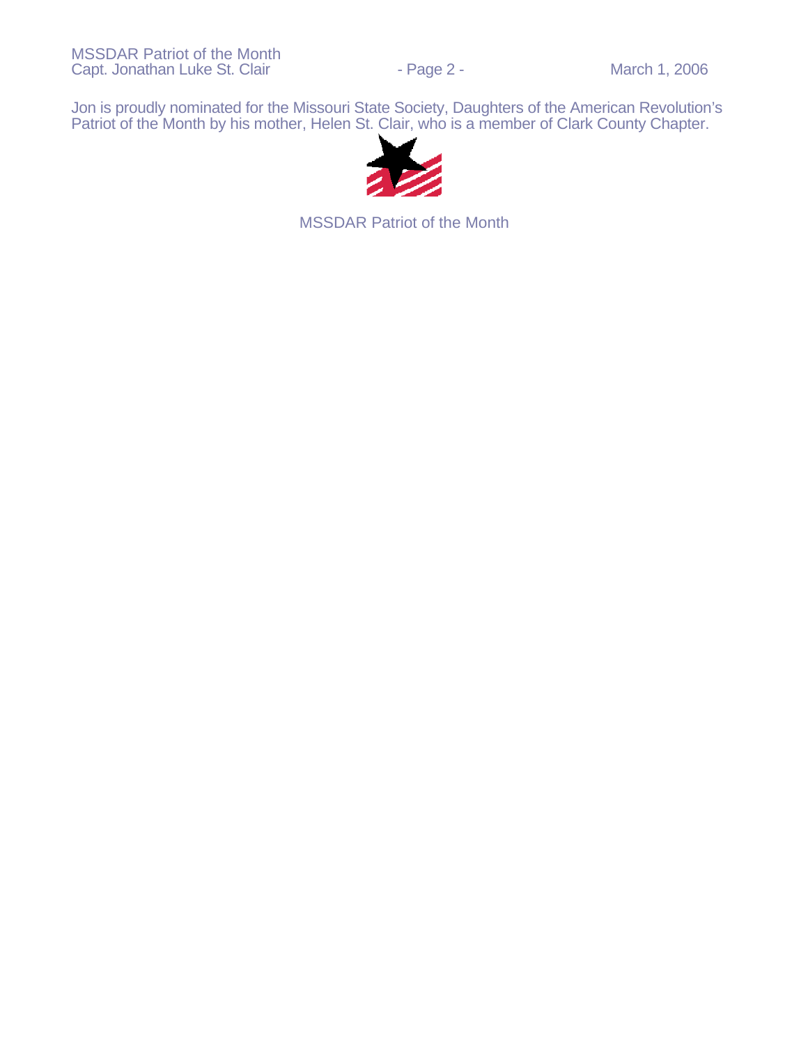Jon is proudly nominated for the Missouri State Society, Daughters of the American Revolution's Patriot of the Month by his mother, Helen St. Clair, who is a member of Clark County Chapter.

MSSDAR Patriot of the Month